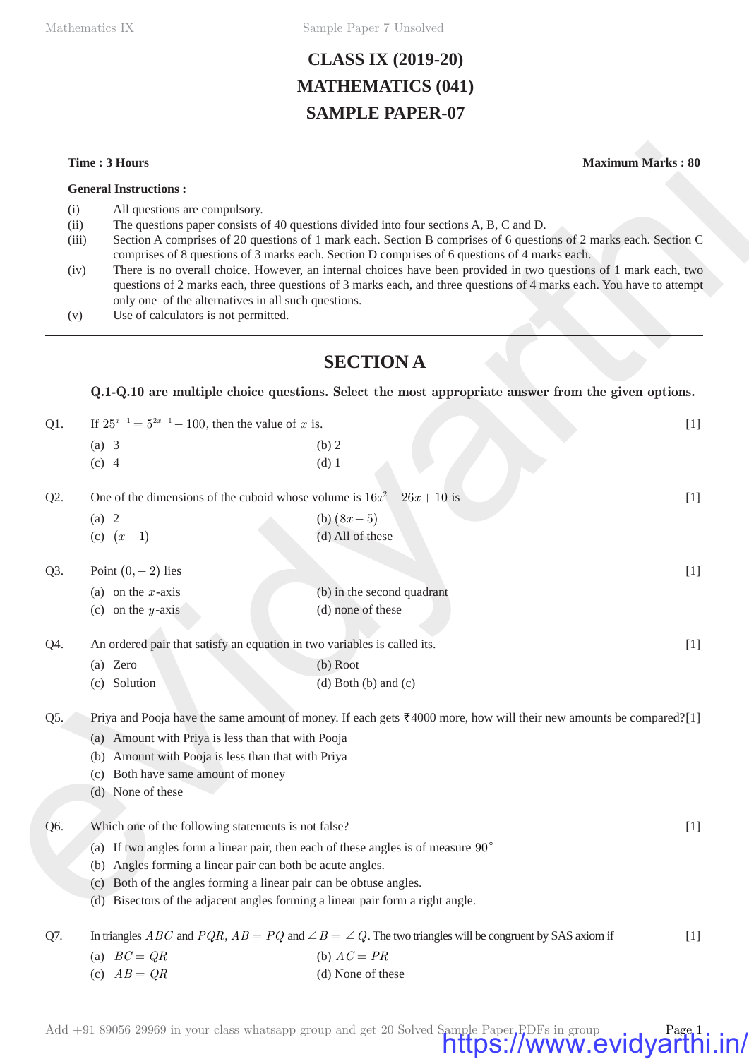# CLASS IX (2019-20)
# MATHEMATICS (041)
# SAMPLE PAPER-07

**Time : 3 Hours** **Maximum Marks : 80**

**General Instructions :**

(i) All questions are compulsory.

(ii) The questions paper consists of 40 questions divided into four sections A, B, C and D.

(iii) Section A comprises of 20 questions of 1 mark each. Section B comprises of 6 questions of 2 marks each. Section C comprises of 8 questions of 3 marks each. Section D comprises of 6 questions of 4 marks each.

(iv) There is no overall choice. However, an internal choices have been provided in two questions of 1 mark each, two questions of 2 marks each, three questions of 3 marks each, and three questions of 4 marks each. You have to attempt only one of the alternatives in all such questions.

(v) Use of calculators is not permitted.

---

## SECTION A

**Q.1-Q.10 are multiple choice questions. Select the most appropriate answer from the given options.**

Q1. If $25^{x-1} = 5^{2x-1} - 100$, then the value of $x$ is. [1]

(a) 3 (b) 2

(c) 4 (d) 1

Q2. One of the dimensions of the cuboid whose volume is $16x^2 - 26x + 10$ is [1]

(a) 2 (b) $(8x - 5)$

(c) $(x - 1)$ (d) All of these

Q3. Point $(0, -2)$ lies [1]

(a) on the $x$-axis (b) in the second quadrant

(c) on the $y$-axis (d) none of these

Q4. An ordered pair that satisfy an equation in two variables is called its. [1]

(a) Zero (b) Root

(c) Solution (d) Both (b) and (c)

Q5. Priya and Pooja have the same amount of money. If each gets ₹4000 more, how will their new amounts be compared? [1]

(a) Amount with Priya is less than that with Pooja

(b) Amount with Pooja is less than that with Priya

(c) Both have same amount of money

(d) None of these

Q6. Which one of the following statements is not false? [1]

(a) If two angles form a linear pair, then each of these angles is of measure $90^\circ$

(b) Angles forming a linear pair can both be acute angles.

(c) Both of the angles forming a linear pair can be obtuse angles.

(d) Bisectors of the adjacent angles forming a linear pair form a right angle.

Q7. In triangles $ABC$ and $PQR$, $AB = PQ$ and $\angle B = \angle Q$. The two triangles will be congruent by SAS axiom if [1]

(a) $BC = QR$ (b) $AC = PR$

(c) $AB = QR$ (d) None of these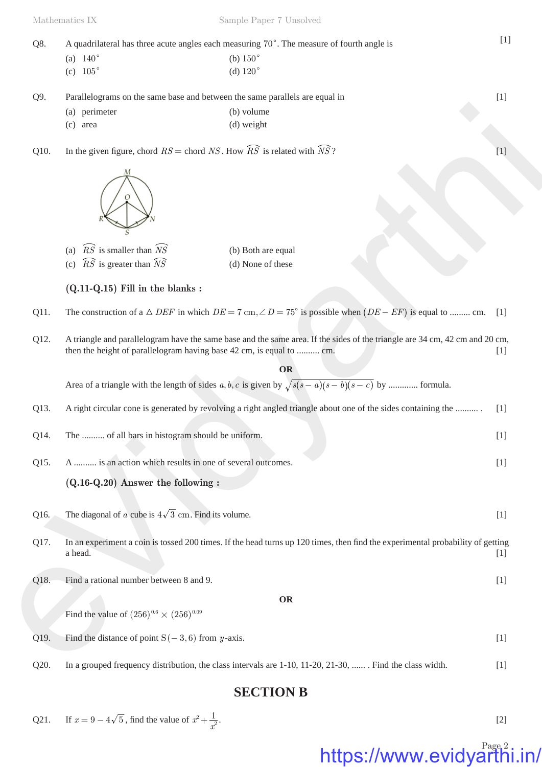Q8. A quadrilateral has three acute angles each measuring $70^\circ$. The measure of fourth angle is [1]

(a) $140^\circ$ (b) $150^\circ$
(c) $105^\circ$ (d) $120^\circ$

Q9. Parallelograms on the same base and between the same parallels are equal in [1]

(a) perimeter (b) volume
(c) area (d) weight

Q10. In the given figure, chord $RS =$ chord $NS$. How $\widehat{RS}$ is related with $\widehat{NS}$? [1]

(a) $\widehat{RS}$ is smaller than $\widehat{NS}$ (b) Both are equal
(c) $\widehat{RS}$ is greater than $\widehat{NS}$ (d) None of these

**(Q.11-Q.15) Fill in the blanks :**

Q11. The construction of a $\triangle DEF$ in which $DE = 7$ cm, $\angle D = 75^\circ$ is possible when $(DE - EF)$ is equal to ......... cm. [1]

Q12. A triangle and parallelogram have the same base and the same area. If the sides of the triangle are 34 cm, 42 cm and 20 cm, then the height of parallelogram having base 42 cm, is equal to .......... cm. [1]

**OR**

Area of a triangle with the length of sides $a, b, c$ is given by $\sqrt{s(s-a)(s-b)(s-c)}$ by ............. formula.

Q13. A right circular cone is generated by revolving a right angled triangle about one of the sides containing the .......... . [1]

Q14. The .......... of all bars in histogram should be uniform. [1]

Q15. A .......... is an action which results in one of several outcomes. [1]

**(Q.16-Q.20) Answer the following :**

Q16. The diagonal of a cube is $4\sqrt{3}$ cm. Find its volume. [1]

Q17. In an experiment a coin is tossed 200 times. If the head turns up 120 times, then find the experimental probability of getting a head. [1]

Q18. Find a rational number between 8 and 9. [1]

**OR**

Find the value of $(256)^{0.6} \times (256)^{0.09}$

Q19. Find the distance of point S$(-3, 6)$ from $y$-axis. [1]

Q20. In a grouped frequency distribution, the class intervals are 1-10, 11-20, 21-30, ...... . Find the class width. [1]

## SECTION B

Q21. If $x = 9 - 4\sqrt{5}$, find the value of $x^2 + \frac{1}{x^2}$. [2]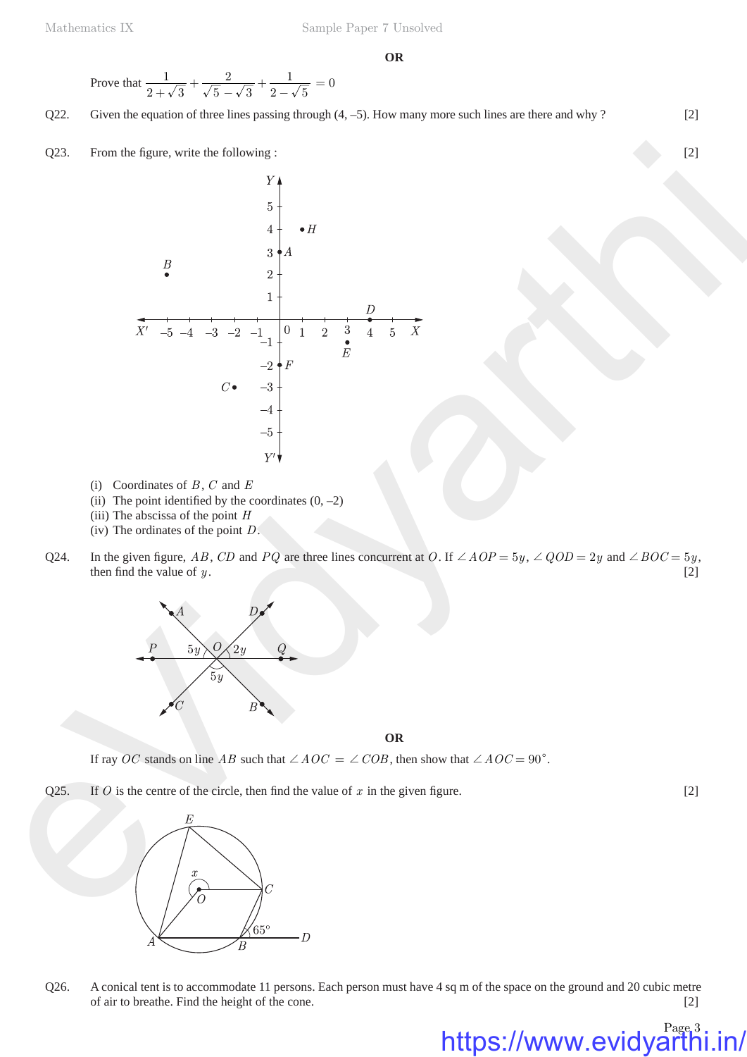**OR**

Prove that $\frac{1}{2+\sqrt{3}} + \frac{2}{\sqrt{5}-\sqrt{3}} + \frac{1}{2-\sqrt{5}} = 0$

Q22. Given the equation of three lines passing through (4, –5). How many more such lines are there and why ? [2]

Q23. From the figure, write the following : [2]

(i) Coordinates of $B$, $C$ and $E$

(ii) The point identified by the coordinates (0, –2)

(iii) The abscissa of the point $H$

(iv) The ordinates of the point $D$.

Q24. In the given figure, $AB$, $CD$ and $PQ$ are three lines concurrent at $O$. If $\angle AOP = 5y$, $\angle QOD = 2y$ and $\angle BOC = 5y$, then find the value of $y$. [2]

**OR**

If ray $OC$ stands on line $AB$ such that $\angle AOC = \angle COB$, then show that $\angle AOC = 90^\circ$.

Q25. If $O$ is the centre of the circle, then find the value of $x$ in the given figure. [2]

Q26. A conical tent is to accommodate 11 persons. Each person must have 4 sq m of the space on the ground and 20 cubic metre of air to breathe. Find the height of the cone. [2]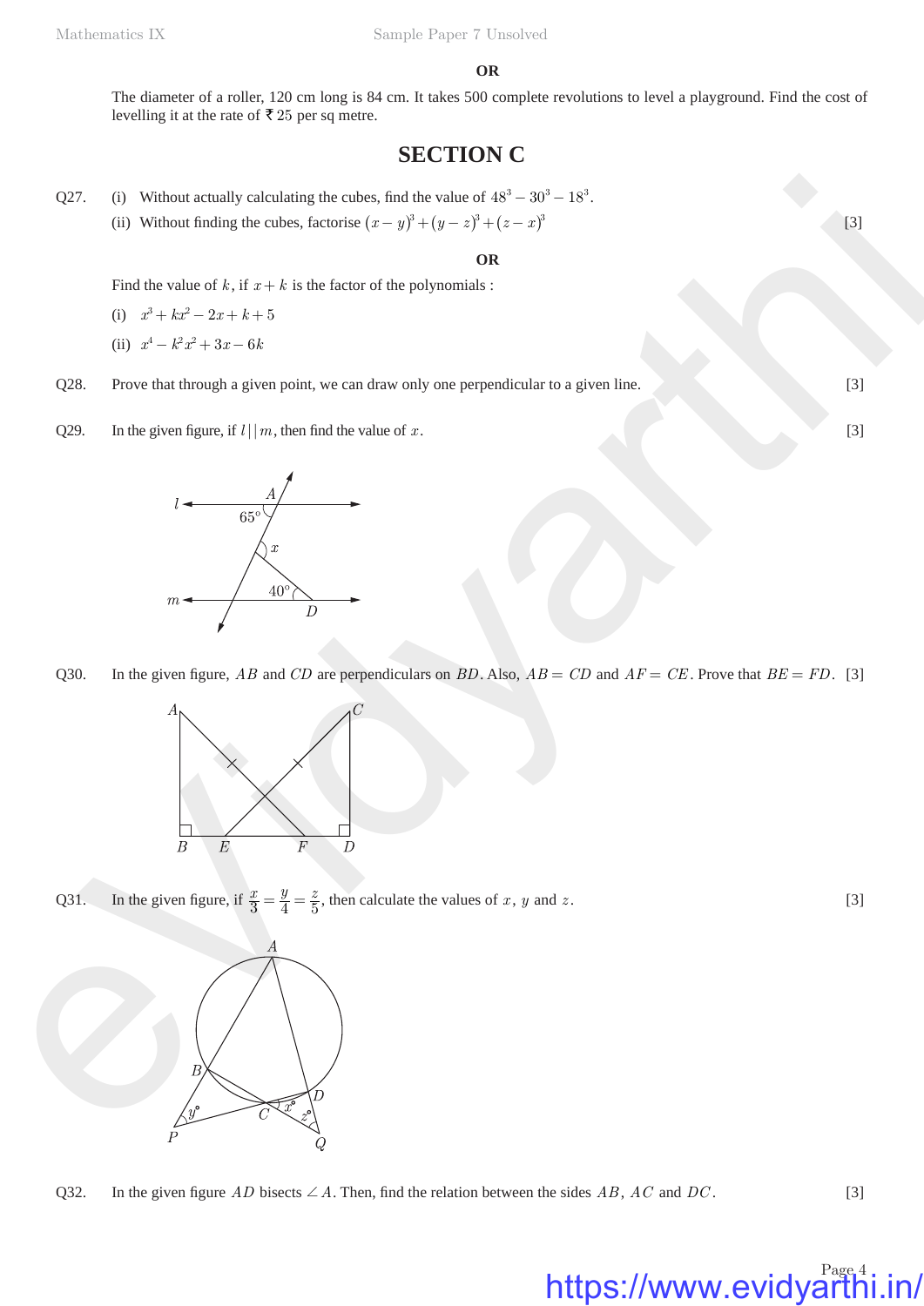**OR**

The diameter of a roller, 120 cm long is 84 cm. It takes 500 complete revolutions to level a playground. Find the cost of levelling it at the rate of ₹ 25 per sq metre.

## SECTION C

Q27. (i) Without actually calculating the cubes, find the value of $48^3 - 30^3 - 18^3$.

(ii) Without finding the cubes, factorise $(x-y)^3 + (y-z)^3 + (z-x)^3$ [3]

**OR**

Find the value of $k$, if $x + k$ is the factor of the polynomials :

(i) $x^3 + kx^2 - 2x + k + 5$

(ii) $x^4 - k^2x^2 + 3x - 6k$

Q28. Prove that through a given point, we can draw only one perpendicular to a given line. [3]

Q29. In the given figure, if $l \,||\, m$, then find the value of $x$. [3]

Q30. In the given figure, $AB$ and $CD$ are perpendiculars on $BD$. Also, $AB = CD$ and $AF = CE$. Prove that $BE = FD$. [3]

Q31. In the given figure, if $\frac{x}{3} = \frac{y}{4} = \frac{z}{5}$, then calculate the values of $x$, $y$ and $z$. [3]

Q32. In the given figure $AD$ bisects $\angle A$. Then, find the relation between the sides $AB$, $AC$ and $DC$. [3]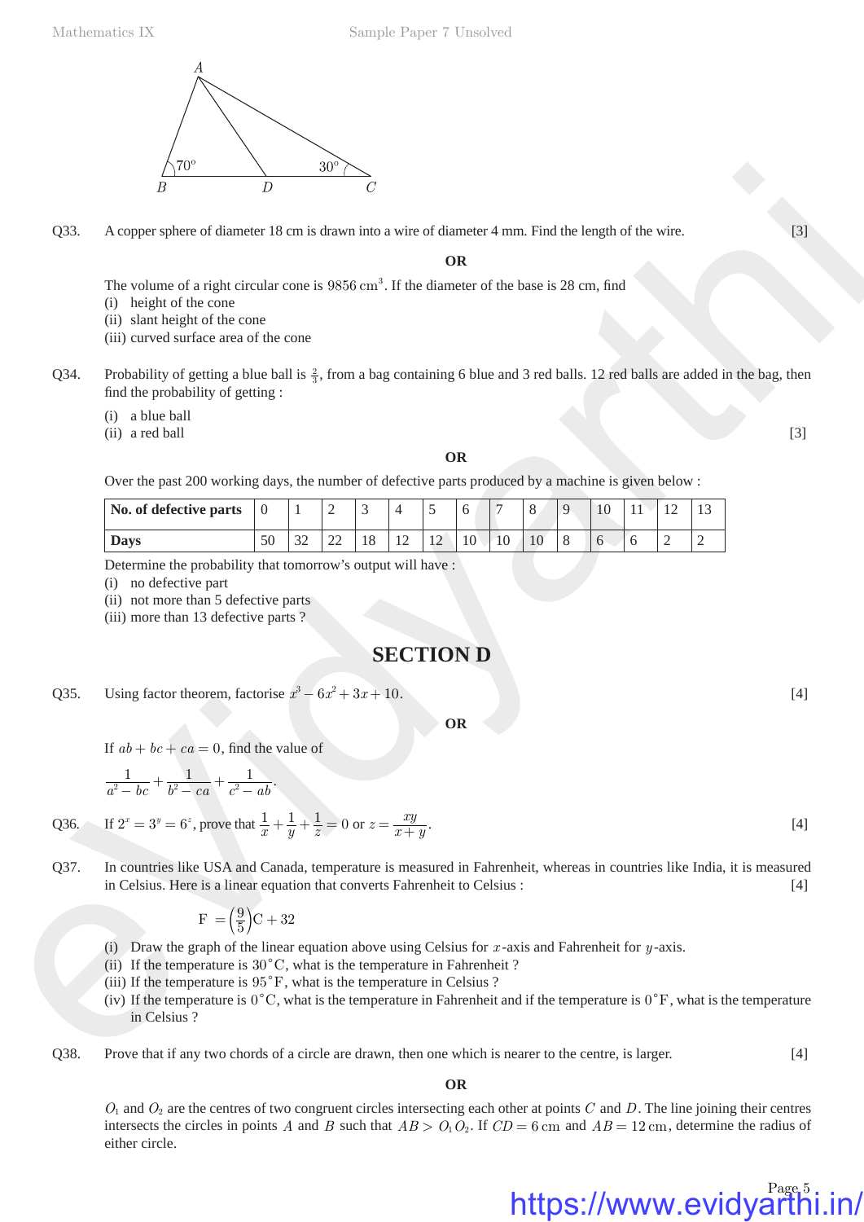Q33. A copper sphere of diameter 18 cm is drawn into a wire of diameter 4 mm. Find the length of the wire. [3]

**OR**

The volume of a right circular cone is $9856 \text{ cm}^3$. If the diameter of the base is 28 cm, find
(i) height of the cone
(ii) slant height of the cone
(iii) curved surface area of the cone

Q34. Probability of getting a blue ball is $\frac{2}{3}$, from a bag containing 6 blue and 3 red balls. 12 red balls are added in the bag, then find the probability of getting :

(i) a blue ball
(ii) a red ball [3]

**OR**

Over the past 200 working days, the number of defective parts produced by a machine is given below :

| **No. of defective parts** | 0 | 1 | 2 | 3 | 4 | 5 | 6 | 7 | 8 | 9 | 10 | 11 | 12 | 13 |
|---|---|---|---|---|---|---|---|---|---|---|---|---|---|---|
| **Days** | 50 | 32 | 22 | 18 | 12 | 12 | 10 | 10 | 10 | 8 | 6 | 6 | 2 | 2 |

Determine the probability that tomorrow's output will have :
(i) no defective part
(ii) not more than 5 defective parts
(iii) more than 13 defective parts ?

# SECTION D

Q35. Using factor theorem, factorise $x^3 - 6x^2 + 3x + 10$. [4]

**OR**

If $ab + bc + ca = 0$, find the value of

$$\frac{1}{a^2 - bc} + \frac{1}{b^2 - ca} + \frac{1}{c^2 - ab}.$$

Q36. If $2^x = 3^y = 6^z$, prove that $\frac{1}{x} + \frac{1}{y} + \frac{1}{z} = 0$ or $z = \frac{xy}{x+y}$. [4]

Q37. In countries like USA and Canada, temperature is measured in Fahrenheit, whereas in countries like India, it is measured in Celsius. Here is a linear equation that converts Fahrenheit to Celsius : [4]

$$\text{F} = \left(\frac{9}{5}\right)\text{C} + 32$$

(i) Draw the graph of the linear equation above using Celsius for $x$-axis and Fahrenheit for $y$-axis.
(ii) If the temperature is $30^\circ$C, what is the temperature in Fahrenheit ?
(iii) If the temperature is $95^\circ$F, what is the temperature in Celsius ?
(iv) If the temperature is $0^\circ$C, what is the temperature in Fahrenheit and if the temperature is $0^\circ$F, what is the temperature in Celsius ?

Q38. Prove that if any two chords of a circle are drawn, then one which is nearer to the centre, is larger. [4]

**OR**

$O_1$ and $O_2$ are the centres of two congruent circles intersecting each other at points $C$ and $D$. The line joining their centres intersects the circles in points $A$ and $B$ such that $AB > O_1O_2$. If $CD = 6$ cm and $AB = 12$ cm, determine the radius of either circle.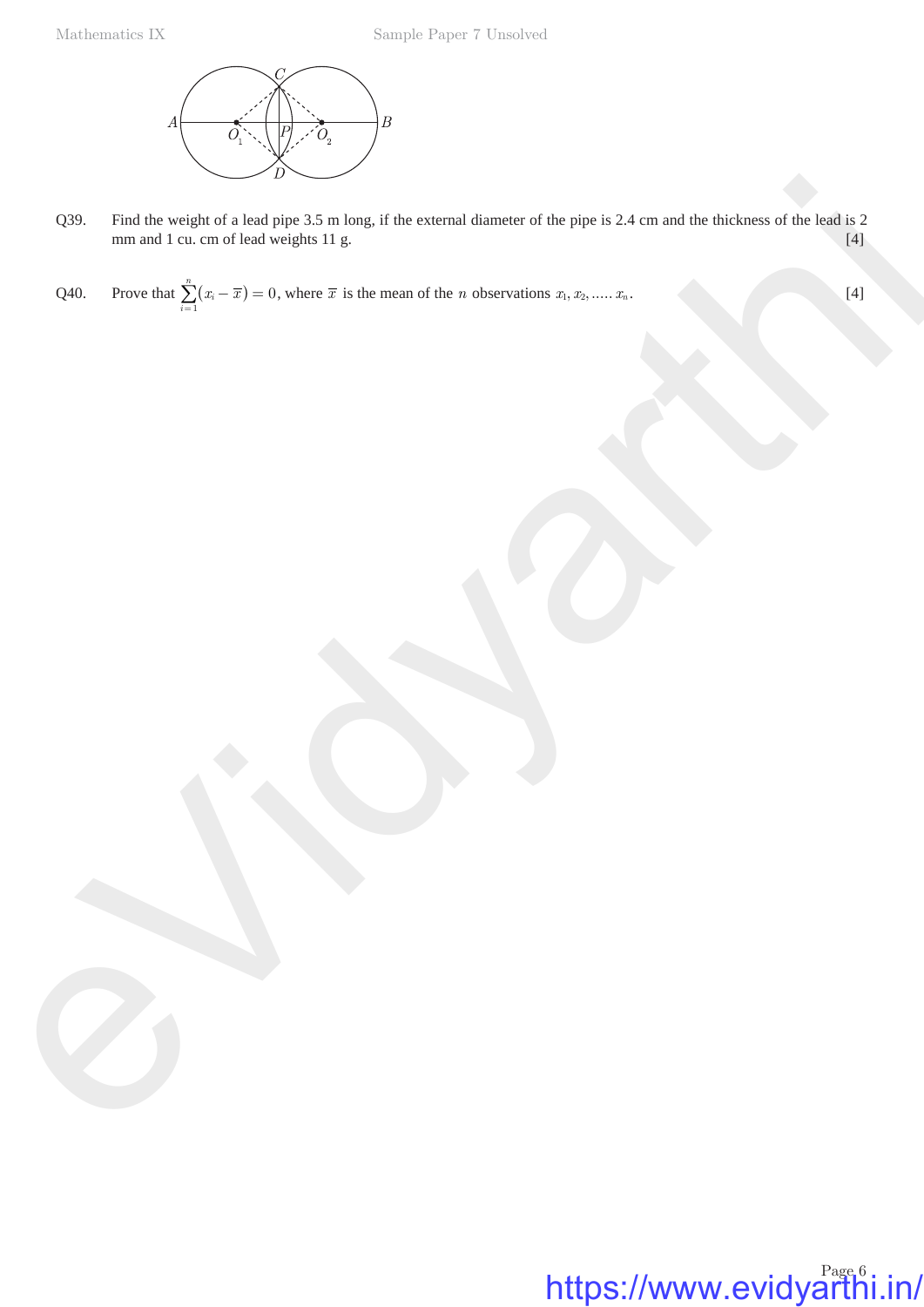Q39. Find the weight of a lead pipe 3.5 m long, if the external diameter of the pipe is 2.4 cm and the thickness of the lead is 2 mm and 1 cu. cm of lead weights 11 g. [4]

Q40. Prove that $\sum_{i=1}^{n}(x_i - \overline{x}) = 0$, where $\overline{x}$ is the mean of the $n$ observations $x_1, x_2, ..... x_n$. [4]